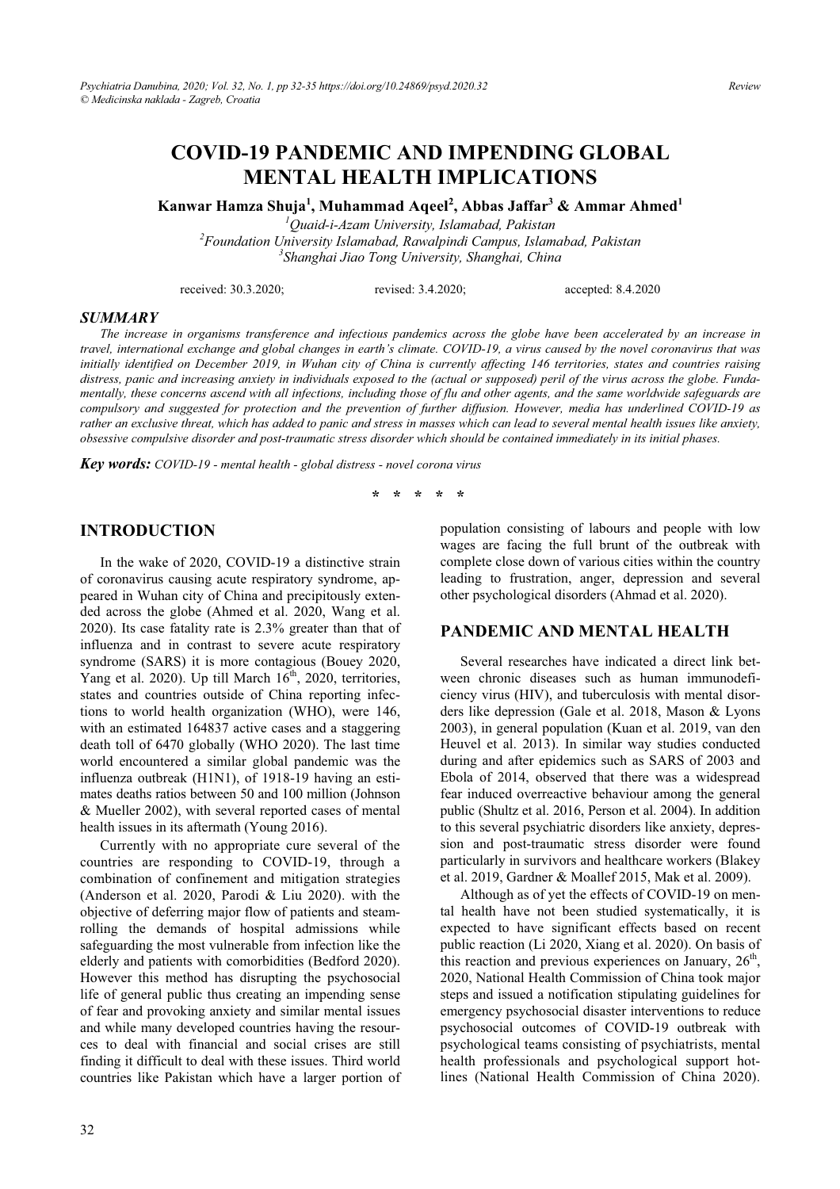# COVID-19 PANDEMIC AND IMPENDING GLOBAL MENTAL HEALTH IMPLICATIONS

**Kanwar Hamza Shuja[1], Muhammad Aqeel[2], Abbas Jaffar[3] & Ammar Ahmed[1]**

[1]*Quaid-i-Azam University, Islamabad, Pakistan*
[2]*Foundation University Islamabad, Rawalpindi Campus, Islamabad, Pakistan*
[3]*Shanghai Jiao Tong University, Shanghai, China*

received: 30.3.2020; revised: 3.4.2020; accepted: 8.4.2020

## SUMMARY

*The increase in organisms transference and infectious pandemics across the globe have been accelerated by an increase in travel, international exchange and global changes in earth's climate. COVID-19, a virus caused by the novel coronavirus that was initially identified on December 2019, in Wuhan city of China is currently affecting 146 territories, states and countries raising distress, panic and increasing anxiety in individuals exposed to the (actual or supposed) peril of the virus across the globe. Fundamentally, these concerns ascend with all infections, including those of flu and other agents, and the same worldwide safeguards are compulsory and suggested for protection and the prevention of further diffusion. However, media has underlined COVID-19 as rather an exclusive threat, which has added to panic and stress in masses which can lead to several mental health issues like anxiety, obsessive compulsive disorder and post-traumatic stress disorder which should be contained immediately in its initial phases.*

***Key words:*** *COVID-19 - mental health - global distress - novel corona virus*

\* \* \* \* \*

## INTRODUCTION

In the wake of 2020, COVID-19 a distinctive strain of coronavirus causing acute respiratory syndrome, appeared in Wuhan city of China and precipitously extended across the globe (Ahmed et al. 2020, Wang et al. 2020). Its case fatality rate is 2.3% greater than that of influenza and in contrast to severe acute respiratory syndrome (SARS) it is more contagious (Bouey 2020, Yang et al. 2020). Up till March 16th, 2020, territories, states and countries outside of China reporting infections to world health organization (WHO), were 146, with an estimated 164837 active cases and a staggering death toll of 6470 globally (WHO 2020). The last time world encountered a similar global pandemic was the influenza outbreak (H1N1), of 1918-19 having an estimates deaths ratios between 50 and 100 million (Johnson & Mueller 2002), with several reported cases of mental health issues in its aftermath (Young 2016).

Currently with no appropriate cure several of the countries are responding to COVID-19, through a combination of confinement and mitigation strategies (Anderson et al. 2020, Parodi & Liu 2020). with the objective of deferring major flow of patients and steamrolling the demands of hospital admissions while safeguarding the most vulnerable from infection like the elderly and patients with comorbidities (Bedford 2020). However this method has disrupting the psychosocial life of general public thus creating an impending sense of fear and provoking anxiety and similar mental issues and while many developed countries having the resources to deal with financial and social crises are still finding it difficult to deal with these issues. Third world countries like Pakistan which have a larger portion of population consisting of labours and people with low wages are facing the full brunt of the outbreak with complete close down of various cities within the country leading to frustration, anger, depression and several other psychological disorders (Ahmad et al. 2020).

## PANDEMIC AND MENTAL HEALTH

Several researches have indicated a direct link between chronic diseases such as human immunodeficiency virus (HIV), and tuberculosis with mental disorders like depression (Gale et al. 2018, Mason & Lyons 2003), in general population (Kuan et al. 2019, van den Heuvel et al. 2013). In similar way studies conducted during and after epidemics such as SARS of 2003 and Ebola of 2014, observed that there was a widespread fear induced overreactive behaviour among the general public (Shultz et al. 2016, Person et al. 2004). In addition to this several psychiatric disorders like anxiety, depression and post-traumatic stress disorder were found particularly in survivors and healthcare workers (Blakey et al. 2019, Gardner & Moallef 2015, Mak et al. 2009).

Although as of yet the effects of COVID-19 on mental health have not been studied systematically, it is expected to have significant effects based on recent public reaction (Li 2020, Xiang et al. 2020). On basis of this reaction and previous experiences on January, 26th, 2020, National Health Commission of China took major steps and issued a notification stipulating guidelines for emergency psychosocial disaster interventions to reduce psychosocial outcomes of COVID-19 outbreak with psychological teams consisting of psychiatrists, mental health professionals and psychological support hotlines (National Health Commission of China 2020).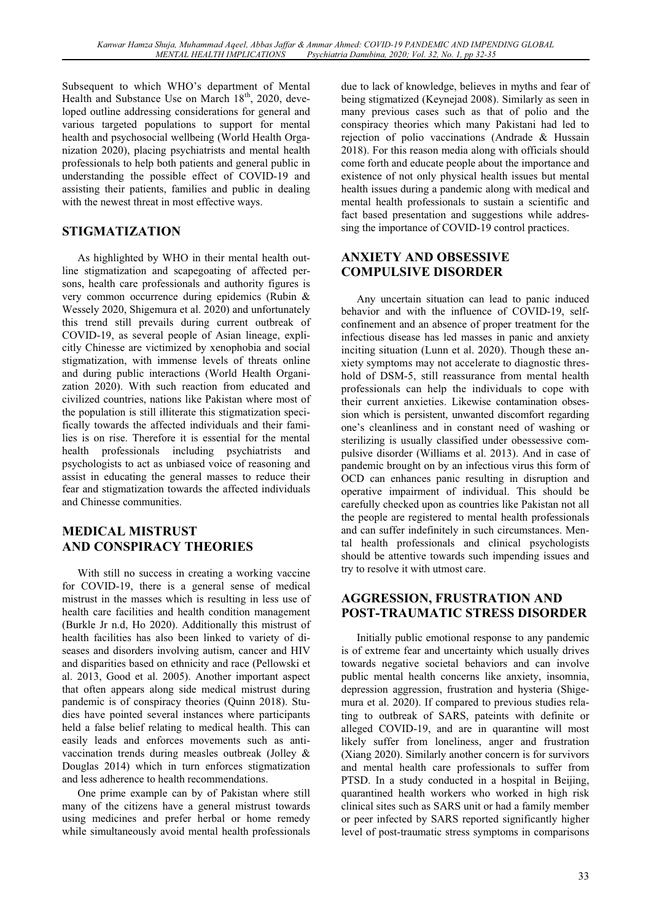Subsequent to which WHO's department of Mental Health and Substance Use on March 18th, 2020, developed outline addressing considerations for general and various targeted populations to support for mental health and psychosocial wellbeing (World Health Organization 2020), placing psychiatrists and mental health professionals to help both patients and general public in understanding the possible effect of COVID-19 and assisting their patients, families and public in dealing with the newest threat in most effective ways.

## STIGMATIZATION

As highlighted by WHO in their mental health outline stigmatization and scapegoating of affected persons, health care professionals and authority figures is very common occurrence during epidemics (Rubin & Wessely 2020, Shigemura et al. 2020) and unfortunately this trend still prevails during current outbreak of COVID-19, as several people of Asian lineage, explicitly Chinesse are victimized by xenophobia and social stigmatization, with immense levels of threats online and during public interactions (World Health Organization 2020). With such reaction from educated and civilized countries, nations like Pakistan where most of the population is still illiterate this stigmatization specifically towards the affected individuals and their families is on rise. Therefore it is essential for the mental health professionals including psychiatrists and psychologists to act as unbiased voice of reasoning and assist in educating the general masses to reduce their fear and stigmatization towards the affected individuals and Chinesse communities.

## MEDICAL MISTRUST AND CONSPIRACY THEORIES

With still no success in creating a working vaccine for COVID-19, there is a general sense of medical mistrust in the masses which is resulting in less use of health care facilities and health condition management (Burkle Jr n.d, Ho 2020). Additionally this mistrust of health facilities has also been linked to variety of diseases and disorders involving autism, cancer and HIV and disparities based on ethnicity and race (Pellowski et al. 2013, Good et al. 2005). Another important aspect that often appears along side medical mistrust during pandemic is of conspiracy theories (Quinn 2018). Studies have pointed several instances where participants held a false belief relating to medical health. This can easily leads and enforces movements such as anti-vaccination trends during measles outbreak (Jolley & Douglas 2014) which in turn enforces stigmatization and less adherence to health recommendations.

One prime example can by of Pakistan where still many of the citizens have a general mistrust towards using medicines and prefer herbal or home remedy while simultaneously avoid mental health professionals due to lack of knowledge, believes in myths and fear of being stigmatized (Keynejad 2008). Similarly as seen in many previous cases such as that of polio and the conspiracy theories which many Pakistani had led to rejection of polio vaccinations (Andrade & Hussain 2018). For this reason media along with officials should come forth and educate people about the importance and existence of not only physical health issues but mental health issues during a pandemic along with medical and mental health professionals to sustain a scientific and fact based presentation and suggestions while addressing the importance of COVID-19 control practices.

## ANXIETY AND OBSESSIVE COMPULSIVE DISORDER

Any uncertain situation can lead to panic induced behavior and with the influence of COVID-19, self-confinement and an absence of proper treatment for the infectious disease has led masses in panic and anxiety inciting situation (Lunn et al. 2020). Though these anxiety symptoms may not accelerate to diagnostic threshold of DSM-5, still reassurance from mental health professionals can help the individuals to cope with their current anxieties. Likewise contamination obsession which is persistent, unwanted discomfort regarding one's cleanliness and in constant need of washing or sterilizing is usually classified under obessessive compulsive disorder (Williams et al. 2013). And in case of pandemic brought on by an infectious virus this form of OCD can enhances panic resulting in disruption and operative impairment of individual. This should be carefully checked upon as countries like Pakistan not all the people are registered to mental health professionals and can suffer indefinitely in such circumstances. Mental health professionals and clinical psychologists should be attentive towards such impending issues and try to resolve it with utmost care.

## AGGRESSION, FRUSTRATION AND POST-TRAUMATIC STRESS DISORDER

Initially public emotional response to any pandemic is of extreme fear and uncertainty which usually drives towards negative societal behaviors and can involve public mental health concerns like anxiety, insomnia, depression aggression, frustration and hysteria (Shigemura et al. 2020). If compared to previous studies relating to outbreak of SARS, pateints with definite or alleged COVID-19, and are in quarantine will most likely suffer from loneliness, anger and frustration (Xiang 2020). Similarly another concern is for survivors and mental health care professionals to suffer from PTSD. In a study conducted in a hospital in Beijing, quarantined health workers who worked in high risk clinical sites such as SARS unit or had a family member or peer infected by SARS reported significantly higher level of post-traumatic stress symptoms in comparisons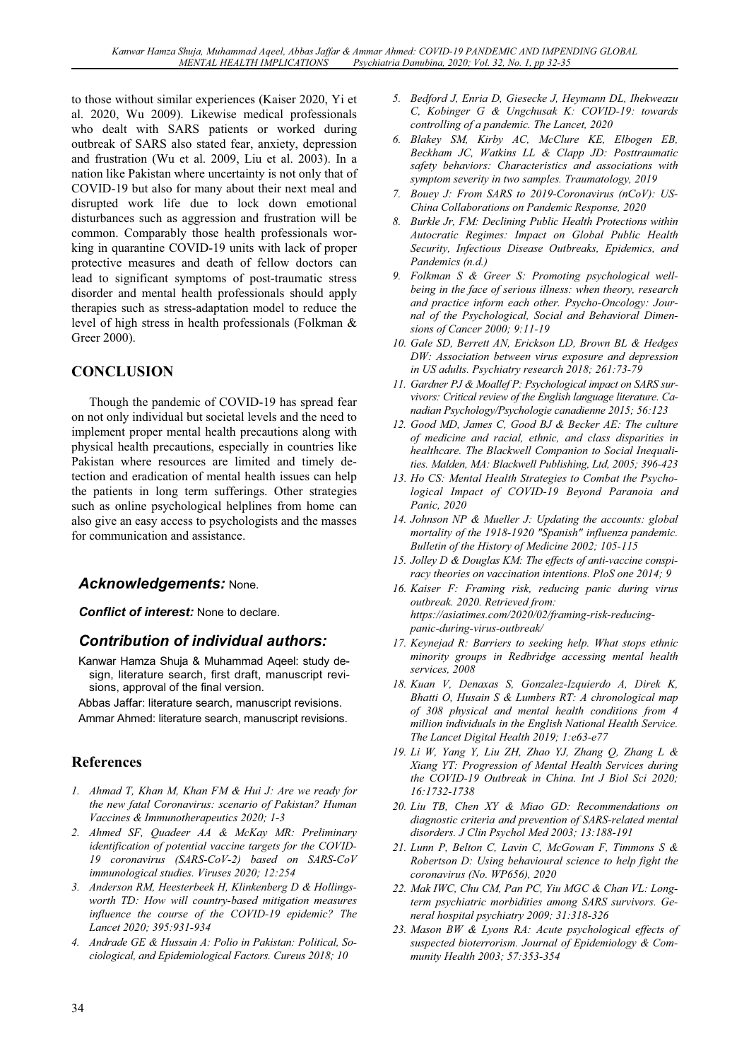to those without similar experiences (Kaiser 2020, Yi et al. 2020, Wu 2009). Likewise medical professionals who dealt with SARS patients or worked during outbreak of SARS also stated fear, anxiety, depression and frustration (Wu et al. 2009, Liu et al. 2003). In a nation like Pakistan where uncertainty is not only that of COVID-19 but also for many about their next meal and disrupted work life due to lock down emotional disturbances such as aggression and frustration will be common. Comparably those health professionals working in quarantine COVID-19 units with lack of proper protective measures and death of fellow doctors can lead to significant symptoms of post-traumatic stress disorder and mental health professionals should apply therapies such as stress-adaptation model to reduce the level of high stress in health professionals (Folkman & Greer 2000).

## CONCLUSION

Though the pandemic of COVID-19 has spread fear on not only individual but societal levels and the need to implement proper mental health precautions along with physical health precautions, especially in countries like Pakistan where resources are limited and timely detection and eradication of mental health issues can help the patients in long term sufferings. Other strategies such as online psychological helplines from home can also give an easy access to psychologists and the masses for communication and assistance.

### *Acknowledgements:* None.

***Conflict of interest:*** None to declare.

### *Contribution of individual authors:*

Kanwar Hamza Shuja & Muhammad Aqeel: study design, literature search, first draft, manuscript revisions, approval of the final version.

Abbas Jaffar: literature search, manuscript revisions.

Ammar Ahmed: literature search, manuscript revisions.

## References

1. *Ahmad T, Khan M, Khan FM & Hui J: Are we ready for the new fatal Coronavirus: scenario of Pakistan? Human Vaccines & Immunotherapeutics 2020; 1-3*
2. *Ahmed SF, Quadeer AA & McKay MR: Preliminary identification of potential vaccine targets for the COVID-19 coronavirus (SARS-CoV-2) based on SARS-CoV immunological studies. Viruses 2020; 12:254*
3. *Anderson RM, Heesterbeek H, Klinkenberg D & Hollingsworth TD: How will country-based mitigation measures influence the course of the COVID-19 epidemic? The Lancet 2020; 395:931-934*
4. *Andrade GE & Hussain A: Polio in Pakistan: Political, Sociological, and Epidemiological Factors. Cureus 2018; 10*
5. *Bedford J, Enria D, Giesecke J, Heymann DL, Ihekweazu C, Kobinger G & Ungchusak K: COVID-19: towards controlling of a pandemic. The Lancet, 2020*
6. *Blakey SM, Kirby AC, McClure KE, Elbogen EB, Beckham JC, Watkins LL & Clapp JD: Posttraumatic safety behaviors: Characteristics and associations with symptom severity in two samples. Traumatology, 2019*
7. *Bouey J: From SARS to 2019-Coronavirus (nCoV): US-China Collaborations on Pandemic Response, 2020*
8. *Burkle Jr, FM: Declining Public Health Protections within Autocratic Regimes: Impact on Global Public Health Security, Infectious Disease Outbreaks, Epidemics, and Pandemics (n.d.)*
9. *Folkman S & Greer S: Promoting psychological well-being in the face of serious illness: when theory, research and practice inform each other. Psycho-Oncology: Journal of the Psychological, Social and Behavioral Dimensions of Cancer 2000; 9:11-19*
10. *Gale SD, Berrett AN, Erickson LD, Brown BL & Hedges DW: Association between virus exposure and depression in US adults. Psychiatry research 2018; 261:73-79*
11. *Gardner PJ & Moallef P: Psychological impact on SARS survivors: Critical review of the English language literature. Canadian Psychology/Psychologie canadienne 2015; 56:123*
12. *Good MD, James C, Good BJ & Becker AE: The culture of medicine and racial, ethnic, and class disparities in healthcare. The Blackwell Companion to Social Inequalities. Malden, MA: Blackwell Publishing, Ltd, 2005; 396-423*
13. *Ho CS: Mental Health Strategies to Combat the Psychological Impact of COVID-19 Beyond Paranoia and Panic, 2020*
14. *Johnson NP & Mueller J: Updating the accounts: global mortality of the 1918-1920 "Spanish" influenza pandemic. Bulletin of the History of Medicine 2002; 105-115*
15. *Jolley D & Douglas KM: The effects of anti-vaccine conspiracy theories on vaccination intentions. PloS one 2014; 9*
16. *Kaiser F: Framing risk, reducing panic during virus outbreak. 2020. Retrieved from: https://asiatimes.com/2020/02/framing-risk-reducing-panic-during-virus-outbreak/*
17. *Keynejad R: Barriers to seeking help. What stops ethnic minority groups in Redbridge accessing mental health services, 2008*
18. *Kuan V, Denaxas S, Gonzalez-Izquierdo A, Direk K, Bhatti O, Husain S & Lumbers RT: A chronological map of 308 physical and mental health conditions from 4 million individuals in the English National Health Service. The Lancet Digital Health 2019; 1:e63-e77*
19. *Li W, Yang Y, Liu ZH, Zhao YJ, Zhang Q, Zhang L & Xiang YT: Progression of Mental Health Services during the COVID-19 Outbreak in China. Int J Biol Sci 2020; 16:1732-1738*
20. *Liu TB, Chen XY & Miao GD: Recommendations on diagnostic criteria and prevention of SARS-related mental disorders. J Clin Psychol Med 2003; 13:188-191*
21. *Lunn P, Belton C, Lavin C, McGowan F, Timmons S & Robertson D: Using behavioural science to help fight the coronavirus (No. WP656), 2020*
22. *Mak IWC, Chu CM, Pan PC, Yiu MGC & Chan VL: Long-term psychiatric morbidities among SARS survivors. General hospital psychiatry 2009; 31:318-326*
23. *Mason BW & Lyons RA: Acute psychological effects of suspected bioterrorism. Journal of Epidemiology & Community Health 2003; 57:353-354*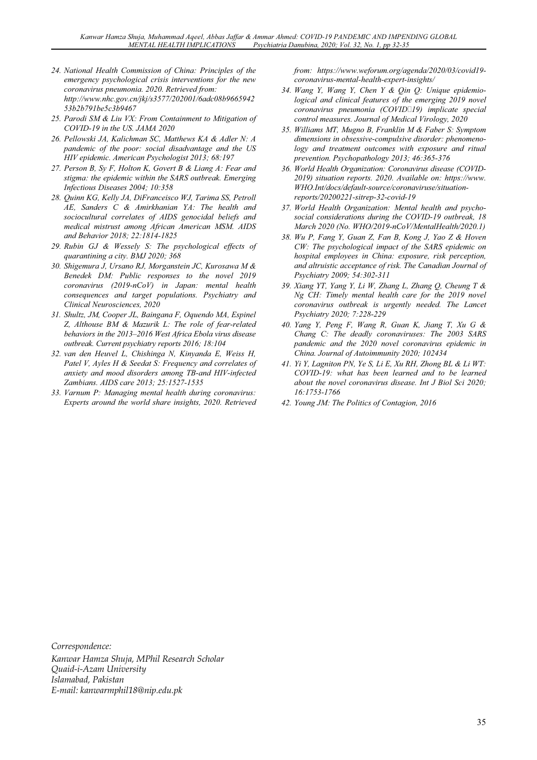24. *National Health Commission of China: Principles of the emergency psychological crisis interventions for the new coronavirus pneumonia. 2020. Retrieved from: http://www.nhc.gov.cn/jkj/s3577/202001/6adc08b966594253b2b791be5c3b9467*
25. *Parodi SM & Liu VX: From Containment to Mitigation of COVID-19 in the US. JAMA 2020*
26. *Pellowski JA, Kalichman SC, Matthews KA & Adler N: A pandemic of the poor: social disadvantage and the US HIV epidemic. American Psychologist 2013; 68:197*
27. *Person B, Sy F, Holton K, Govert B & Liang A: Fear and stigma: the epidemic within the SARS outbreak. Emerging Infectious Diseases 2004; 10:358*
28. *Quinn KG, Kelly JA, DiFranceisco WJ, Tarima SS, Petroll AE, Sanders C & Amirkhanian YA: The health and sociocultural correlates of AIDS genocidal beliefs and medical mistrust among African American MSM. AIDS and Behavior 2018; 22:1814-1825*
29. *Rubin GJ & Wessely S: The psychological effects of quarantining a city. BMJ 2020; 368*
30. *Shigemura J, Ursano RJ, Morganstein JC, Kurosawa M & Benedek DM: Public responses to the novel 2019 coronavirus (2019-nCoV) in Japan: mental health consequences and target populations. Psychiatry and Clinical Neurosciences, 2020*
31. *Shultz, JM, Cooper JL, Baingana F, Oquendo MA, Espinel Z, Althouse BM & Mazurik L: The role of fear-related behaviors in the 2013–2016 West Africa Ebola virus disease outbreak. Current psychiatry reports 2016; 18:104*
32. *van den Heuvel L, Chishinga N, Kinyanda E, Weiss H, Patel V, Ayles H & Seedat S: Frequency and correlates of anxiety and mood disorders among TB-and HIV-infected Zambians. AIDS care 2013; 25:1527-1535*
33. *Varnum P: Managing mental health during coronavirus: Experts around the world share insights, 2020. Retrieved from: https://www.weforum.org/agenda/2020/03/covid19-coronavirus-mental-health-expert-insights/*
34. *Wang Y, Wang Y, Chen Y & Qin Q: Unique epidemiological and clinical features of the emerging 2019 novel coronavirus pneumonia (COVID‐19) implicate special control measures. Journal of Medical Virology, 2020*
35. *Williams MT, Mugno B, Franklin M & Faber S: Symptom dimensions in obsessive-compulsive disorder: phenomenology and treatment outcomes with exposure and ritual prevention. Psychopathology 2013; 46:365-376*
36. *World Health Organization: Coronavirus disease (COVID-2019) situation reports. 2020. Available on: https://www.WHO.Int/docs/default-source/coronaviruse/situation-reports/20200221-sitrep-32-covid-19*
37. *World Health Organization: Mental health and psychosocial considerations during the COVID-19 outbreak, 18 March 2020 (No. WHO/2019-nCoV/MentalHealth/2020.1)*
38. *Wu P, Fang Y, Guan Z, Fan B, Kong J, Yao Z & Hoven CW: The psychological impact of the SARS epidemic on hospital employees in China: exposure, risk perception, and altruistic acceptance of risk. The Canadian Journal of Psychiatry 2009; 54:302-311*
39. *Xiang YT, Yang Y, Li W, Zhang L, Zhang Q, Cheung T & Ng CH: Timely mental health care for the 2019 novel coronavirus outbreak is urgently needed. The Lancet Psychiatry 2020; 7:228-229*
40. *Yang Y, Peng F, Wang R, Guan K, Jiang T, Xu G & Chang C: The deadly coronaviruses: The 2003 SARS pandemic and the 2020 novel coronavirus epidemic in China. Journal of Autoimmunity 2020; 102434*
41. *Yi Y, Lagniton PN, Ye S, Li E, Xu RH, Zhong BL & Li WT: COVID-19: what has been learned and to be learned about the novel coronavirus disease. Int J Biol Sci 2020; 16:1753-1766*
42. *Young JM: The Politics of Contagion, 2016*

*Correspondence:*
*Kanwar Hamza Shuja, MPhil Research Scholar*
*Quaid-i-Azam University*
*Islamabad, Pakistan*
*E-mail: kanwarmphil18@nip.edu.pk*